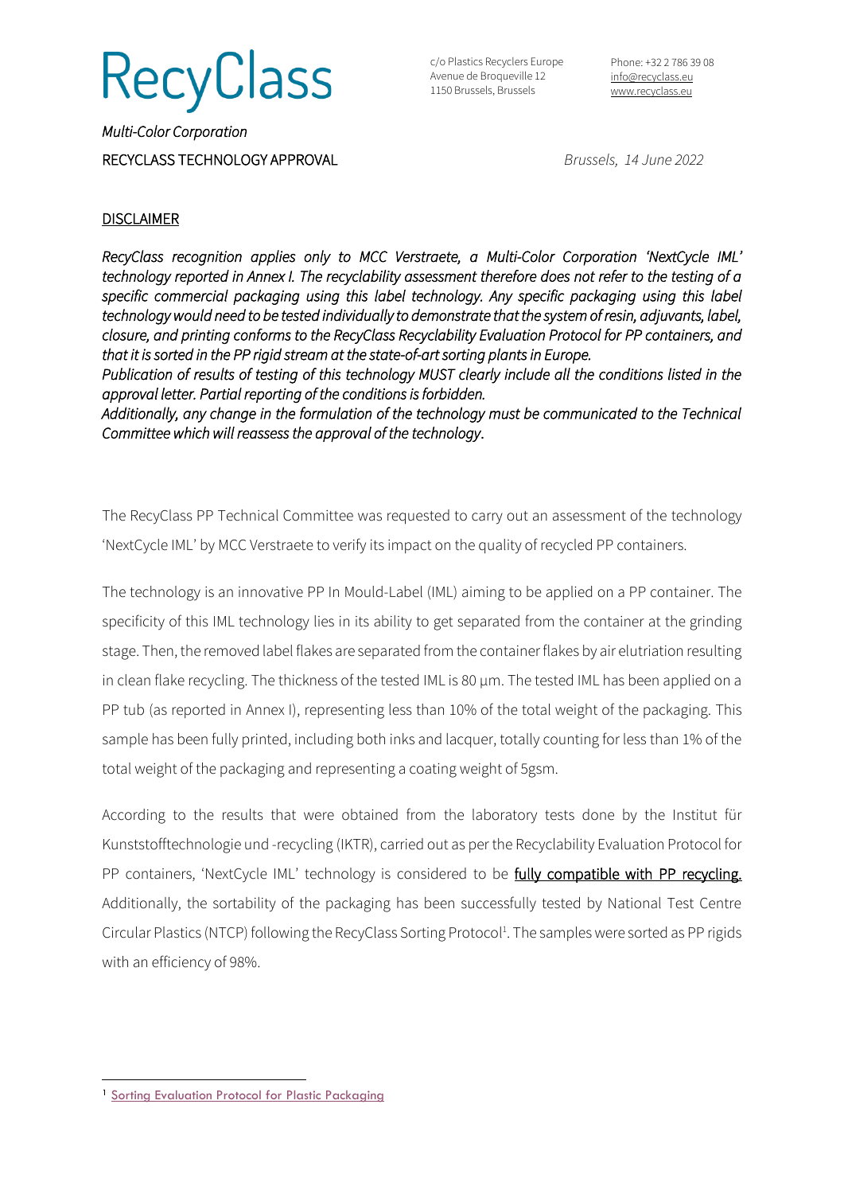# RecyClass

c/o Plastics Recyclers Europe
Avenue de Broqueville 12
1150 Brussels, Brussels

Phone: +32 2 786 39 08
info@recyclass.eu
www.recyclass.eu

*Multi-Color Corporation*

RECYCLASS TECHNOLOGY APPROVAL

*Brussels, 14 June 2022*

## DISCLAIMER

*RecyClass recognition applies only to MCC Verstraete, a Multi-Color Corporation 'NextCycle IML' technology reported in Annex I. The recyclability assessment therefore does not refer to the testing of a specific commercial packaging using this label technology. Any specific packaging using this label technology would need to be tested individually to demonstrate that the system of resin, adjuvants, label, closure, and printing conforms to the RecyClass Recyclability Evaluation Protocol for PP containers, and that it is sorted in the PP rigid stream at the state-of-art sorting plants in Europe.*
*Publication of results of testing of this technology MUST clearly include all the conditions listed in the approval letter. Partial reporting of the conditions is forbidden.*
*Additionally, any change in the formulation of the technology must be communicated to the Technical Committee which will reassess the approval of the technology.*

The RecyClass PP Technical Committee was requested to carry out an assessment of the technology 'NextCycle IML' by MCC Verstraete to verify its impact on the quality of recycled PP containers.

The technology is an innovative PP In Mould-Label (IML) aiming to be applied on a PP container. The specificity of this IML technology lies in its ability to get separated from the container at the grinding stage. Then, the removed label flakes are separated from the container flakes by air elutriation resulting in clean flake recycling. The thickness of the tested IML is 80 µm. The tested IML has been applied on a PP tub (as reported in Annex I), representing less than 10% of the total weight of the packaging. This sample has been fully printed, including both inks and lacquer, totally counting for less than 1% of the total weight of the packaging and representing a coating weight of 5gsm.

According to the results that were obtained from the laboratory tests done by the Institut für Kunststofftechnologie und -recycling (IKTR), carried out as per the Recyclability Evaluation Protocol for PP containers, 'NextCycle IML' technology is considered to be fully compatible with PP recycling. Additionally, the sortability of the packaging has been successfully tested by National Test Centre Circular Plastics (NTCP) following the RecyClass Sorting Protocol[1]. The samples were sorted as PP rigids with an efficiency of 98%.

[1] Sorting Evaluation Protocol for Plastic Packaging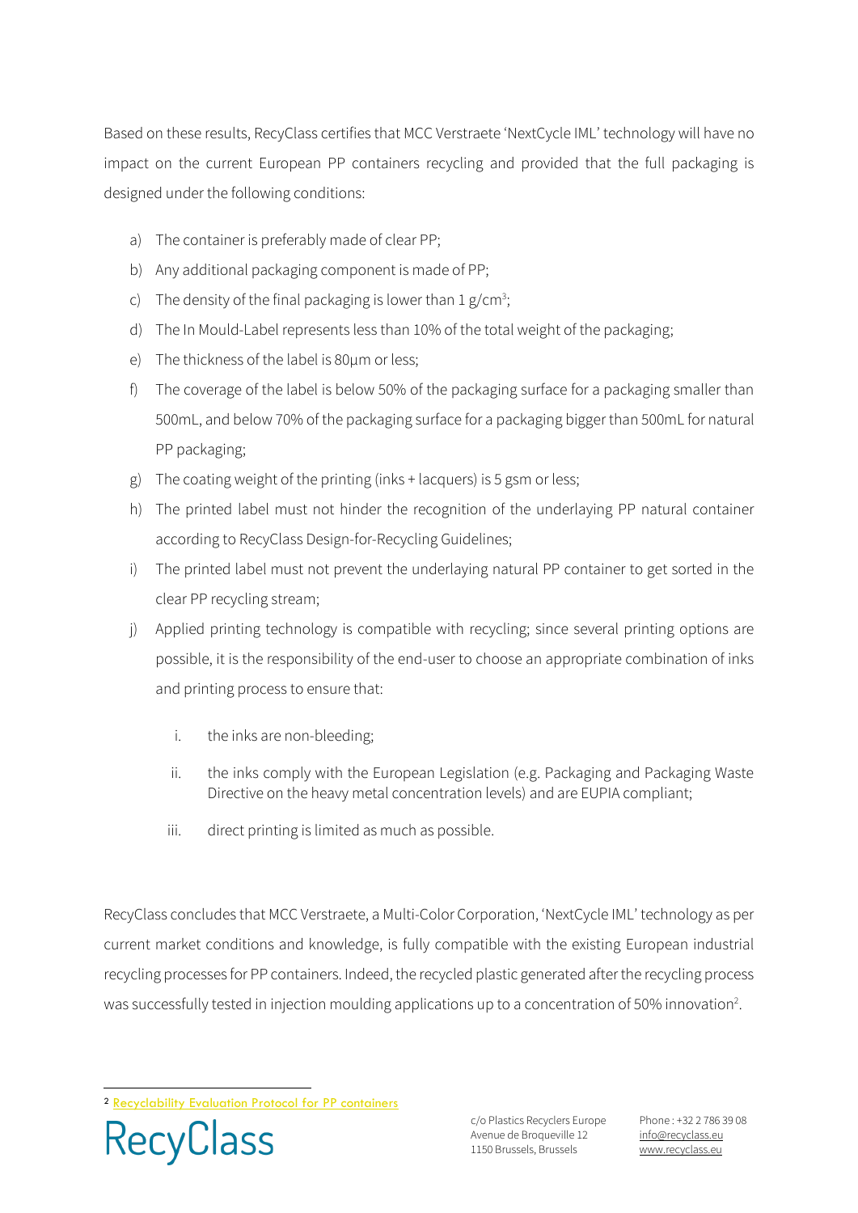Based on these results, RecyClass certifies that MCC Verstraete 'NextCycle IML' technology will have no impact on the current European PP containers recycling and provided that the full packaging is designed under the following conditions:

a) The container is preferably made of clear PP;

b) Any additional packaging component is made of PP;

c) The density of the final packaging is lower than 1 $g/cm^3$;

d) The In Mould-Label represents less than 10% of the total weight of the packaging;

e) The thickness of the label is 80µm or less;

f) The coverage of the label is below 50% of the packaging surface for a packaging smaller than 500mL, and below 70% of the packaging surface for a packaging bigger than 500mL for natural PP packaging;

g) The coating weight of the printing (inks + lacquers) is 5 gsm or less;

h) The printed label must not hinder the recognition of the underlaying PP natural container according to RecyClass Design-for-Recycling Guidelines;

i) The printed label must not prevent the underlaying natural PP container to get sorted in the clear PP recycling stream;

j) Applied printing technology is compatible with recycling; since several printing options are possible, it is the responsibility of the end-user to choose an appropriate combination of inks and printing process to ensure that:

   i. the inks are non-bleeding;

   ii. the inks comply with the European Legislation (e.g. Packaging and Packaging Waste Directive on the heavy metal concentration levels) and are EUPIA compliant;

   iii. direct printing is limited as much as possible.

RecyClass concludes that MCC Verstraete, a Multi-Color Corporation, 'NextCycle IML' technology as per current market conditions and knowledge, is fully compatible with the existing European industrial recycling processes for PP containers. Indeed, the recycled plastic generated after the recycling process was successfully tested in injection moulding applications up to a concentration of 50% innovation[2].

[2] Recyclability Evaluation Protocol for PP containers

RecyClass

c/o Plastics Recyclers Europe
Avenue de Broqueville 12
1150 Brussels, Brussels

Phone : +32 2 786 39 08
info@recyclass.eu
www.recyclass.eu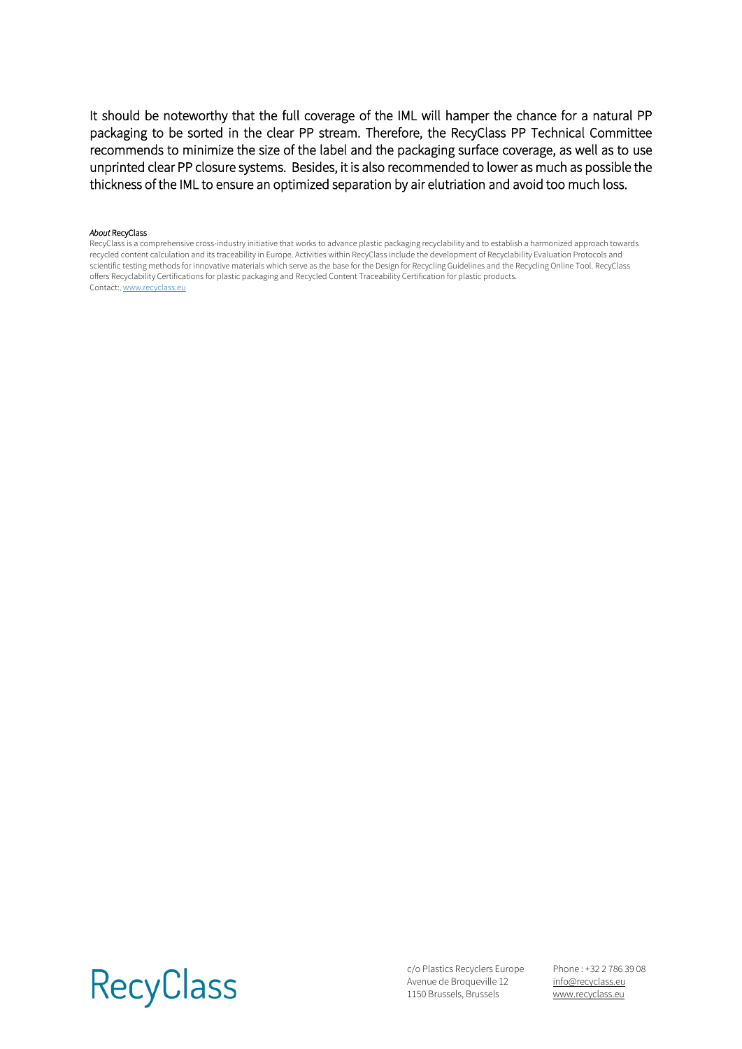It should be noteworthy that the full coverage of the IML will hamper the chance for a natural PP packaging to be sorted in the clear PP stream. Therefore, the RecyClass PP Technical Committee recommends to minimize the size of the label and the packaging surface coverage, as well as to use unprinted clear PP closure systems. Besides, it is also recommended to lower as much as possible the thickness of the IML to ensure an optimized separation by air elutriation and avoid too much loss.

*About* RecyClass

RecyClass is a comprehensive cross-industry initiative that works to advance plastic packaging recyclability and to establish a harmonized approach towards recycled content calculation and its traceability in Europe. Activities within RecyClass include the development of Recyclability Evaluation Protocols and scientific testing methods for innovative materials which serve as the base for the Design for Recycling Guidelines and the Recycling Online Tool. RecyClass offers Recyclability Certifications for plastic packaging and Recycled Content Traceability Certification for plastic products.
Contact:, www.recyclass.eu

RecyClass

c/o Plastics Recyclers Europe
Avenue de Broqueville 12
1150 Brussels, Brussels

Phone : +32 2 786 39 08
info@recyclass.eu
www.recyclass.eu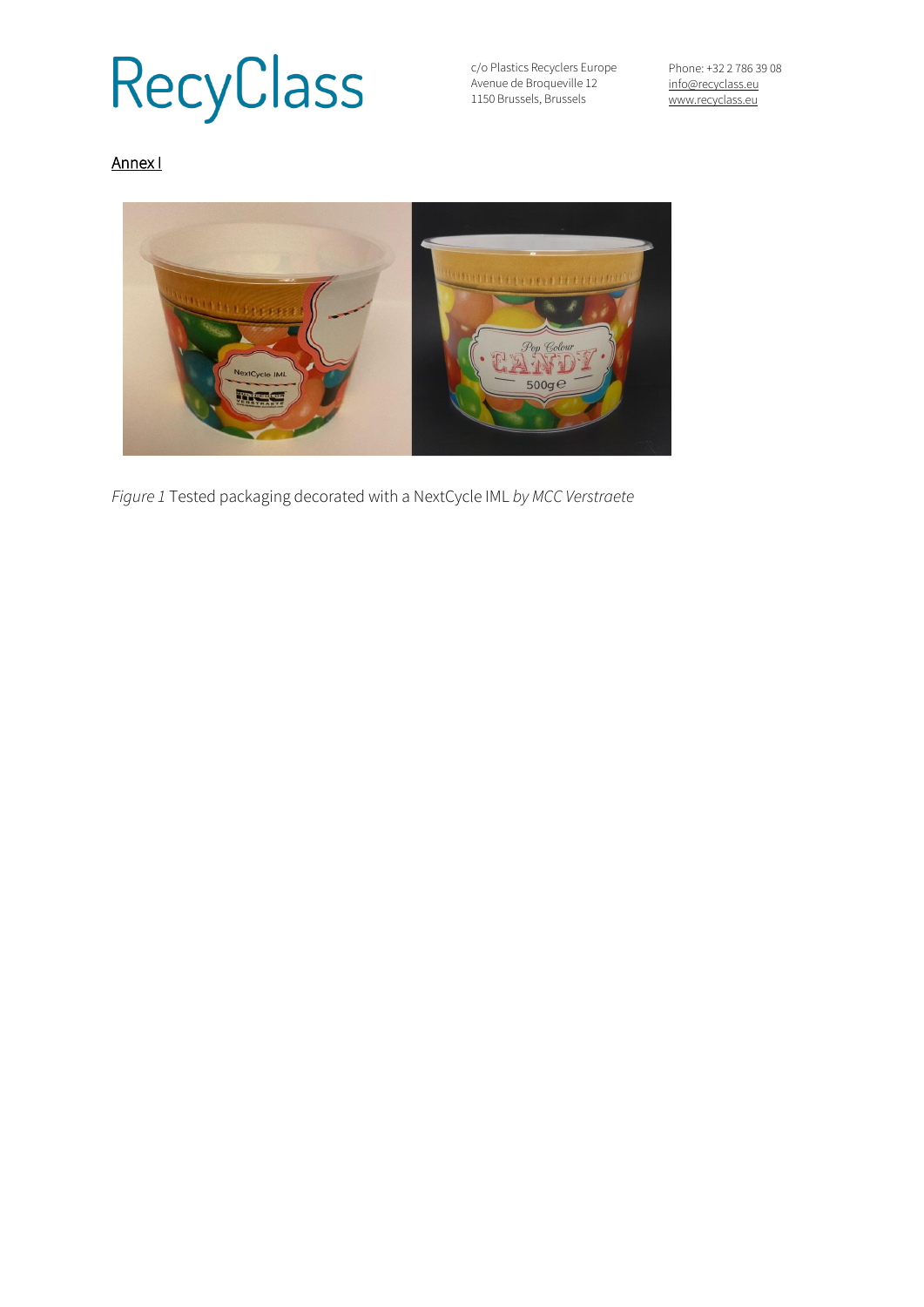Annex I

*Figure 1* Tested packaging decorated with a NextCycle IML *by MCC Verstraete*